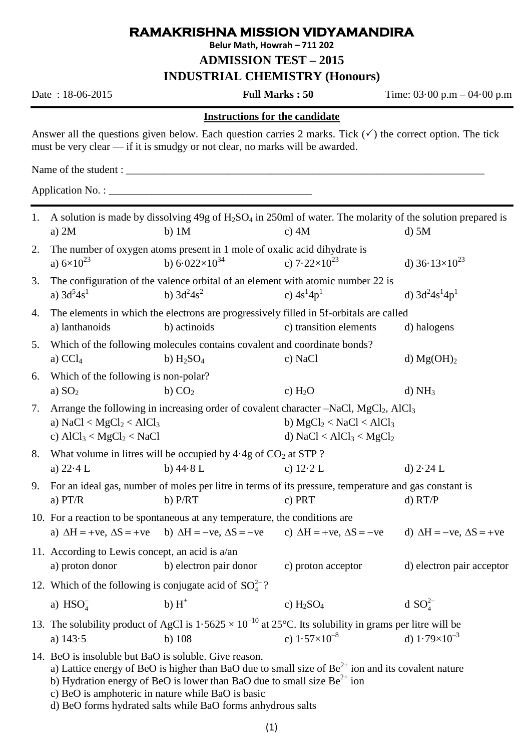# RAMAKRISHNA MISSION VIDYAMANDIRA

**Belur Math, Howrah – 711 202**

## ADMISSION TEST – 2015

## INDUSTRIAL CHEMISTRY (Honours)

Date : 18-06-2015 | **Full Marks : 50** | Time: 03·00 p.m – 04·00 p.m

---

**Instructions for the candidate**

Answer all the questions given below. Each question carries 2 marks. Tick (✓) the correct option. The tick must be very clear — if it is smudgy or not clear, no marks will be awarded.

Name of the student : ______________________________________________________________________

Application No. : ______________________________________

---

1. A solution is made by dissolving 49g of $H_2SO_4$ in 250ml of water. The molarity of the solution prepared is
   a) 2M  b) 1M  c) 4M  d) 5M

2. The number of oxygen atoms present in 1 mole of oxalic acid dihydrate is
   a) $6\times10^{23}$  b) $6{\cdot}022\times10^{34}$  c) $7{\cdot}22\times10^{23}$  d) $36{\cdot}13\times10^{23}$

3. The configuration of the valence orbital of an element with atomic number 22 is
   a) $3d^5 4s^1$  b) $3d^2 4s^2$  c) $4s^1 4p^1$  d) $3d^2 4s^1 4p^1$

4. The elements in which the electrons are progressively filled in 5f-orbitals are called
   a) lanthanoids  b) actinoids  c) transition elements  d) halogens

5. Which of the following molecules contains covalent and coordinate bonds?
   a) $CCl_4$  b) $H_2SO_4$  c) NaCl  d) $Mg(OH)_2$

6. Which of the following is non-polar?
   a) $SO_2$  b) $CO_2$  c) $H_2O$  d) $NH_3$

7. Arrange the following in increasing order of covalent character –NaCl, $MgCl_2$, $AlCl_3$
   a) NaCl < $MgCl_2$ < $AlCl_3$  b) $MgCl_2$ < NaCl < $AlCl_3$
   c) $AlCl_3$ < $MgCl_2$ < NaCl  d) NaCl < $AlCl_3$ < $MgCl_2$

8. What volume in litres will be occupied by 4·4g of $CO_2$ at STP ?
   a) 22·4 L  b) 44·8 L  c) 12·2 L  d) 2·24 L

9. For an ideal gas, number of moles per litre in terms of its pressure, temperature and gas constant is
   a) PT/R  b) P/RT  c) PRT  d) RT/P

10. For a reaction to be spontaneous at any temperature, the conditions are
    a) $\Delta H = +ve,\ \Delta S = +ve$  b) $\Delta H = -ve,\ \Delta S = -ve$  c) $\Delta H = +ve,\ \Delta S = -ve$  d) $\Delta H = -ve,\ \Delta S = +ve$

11. According to Lewis concept, an acid is a/an
    a) proton donor  b) electron pair donor  c) proton acceptor  d) electron pair acceptor

12. Which of the following is conjugate acid of $SO_4^{2-}$ ?
    a) $HSO_4^-$  b) $H^+$  c) $H_2SO_4$  d $SO_4^{2-}$

13. The solubility product of AgCl is $1{\cdot}5625\times10^{-10}$ at 25°C. Its solubility in grams per litre will be
    a) 143·5  b) 108  c) $1{\cdot}57\times10^{-8}$  d) $1{\cdot}79\times10^{-3}$

14. BeO is insoluble but BaO is soluble. Give reason.
    a) Lattice energy of BeO is higher than BaO due to small size of $Be^{2+}$ ion and its covalent nature
    b) Hydration energy of BeO is lower than BaO due to small size $Be^{2+}$ ion
    c) BeO is amphoteric in nature while BaO is basic
    d) BeO forms hydrated salts while BaO forms anhydrous salts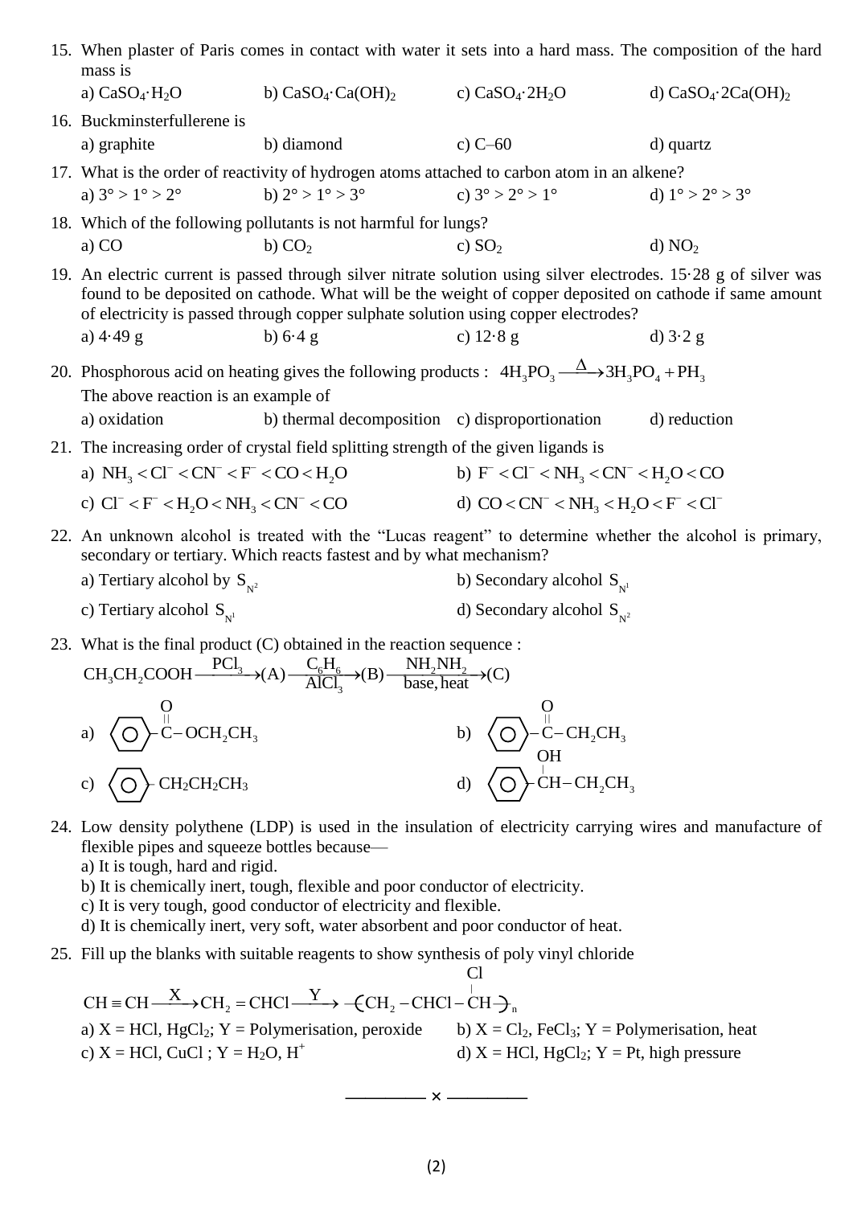15. When plaster of Paris comes in contact with water it sets into a hard mass. The composition of the hard mass is

    a) $CaSO_4 \cdot H_2O$  b) $CaSO_4 \cdot Ca(OH)_2$  c) $CaSO_4 \cdot 2H_2O$  d) $CaSO_4 \cdot 2Ca(OH)_2$

16. Buckminsterfullerene is

    a) graphite  b) diamond  c) C–60  d) quartz

17. What is the order of reactivity of hydrogen atoms attached to carbon atom in an alkene?

    a) 3° > 1° > 2°  b) 2° > 1° > 3°  c) 3° > 2° > 1°  d) 1° > 2° > 3°

18. Which of the following pollutants is not harmful for lungs?

    a) CO  b) $CO_2$  c) $SO_2$  d) $NO_2$

19. An electric current is passed through silver nitrate solution using silver electrodes. 15·28 g of silver was found to be deposited on cathode. What will be the weight of copper deposited on cathode if same amount of electricity is passed through copper sulphate solution using copper electrodes?

    a) 4·49 g  b) 6·4 g  c) 12·8 g  d) 3·2 g

20. Phosphorous acid on heating gives the following products : $4H_3PO_3 \xrightarrow{\Delta} 3H_3PO_4 + PH_3$

    The above reaction is an example of

    a) oxidation  b) thermal decomposition  c) disproportionation  d) reduction

21. The increasing order of crystal field splitting strength of the given ligands is

    a) $NH_3 < Cl^- < CN^- < F^- < CO < H_2O$  b) $F^- < Cl^- < NH_3 < CN^- < H_2O < CO$

    c) $Cl^- < F^- < H_2O < NH_3 < CN^- < CO$  d) $CO < CN^- < NH_3 < H_2O < F^- < Cl^-$

22. An unknown alcohol is treated with the "Lucas reagent" to determine whether the alcohol is primary, secondary or tertiary. Which reacts fastest and by what mechanism?

    a) Tertiary alcohol by $S_{N^2}$  b) Secondary alcohol $S_{N^1}$

    c) Tertiary alcohol $S_{N^1}$  d) Secondary alcohol $S_{N^2}$

23. What is the final product (C) obtained in the reaction sequence :

    $$CH_3CH_2COOH \xrightarrow{PCl_3} (A) \xrightarrow[AlCl_3]{C_6H_6} (B) \xrightarrow[\text{base, heat}]{NH_2NH_2} (C)$$

    a) $C_6H_5-\overset{O}{\overset{||}{C}}-OCH_2CH_3$  b) $C_6H_5-\overset{O}{\overset{||}{C}}-CH_2CH_3$

    c) $C_6H_5-CH_2CH_2CH_3$  d) $C_6H_5-\overset{OH}{\overset{|}{C}H}-CH_2CH_3$

24. Low density polythene (LDP) is used in the insulation of electricity carrying wires and manufacture of flexible pipes and squeeze bottles because—

    a) It is tough, hard and rigid.

    b) It is chemically inert, tough, flexible and poor conductor of electricity.

    c) It is very tough, good conductor of electricity and flexible.

    d) It is chemically inert, very soft, water absorbent and poor conductor of heat.

25. Fill up the blanks with suitable reagents to show synthesis of poly vinyl chloride

    $$CH \equiv CH \xrightarrow{X} CH_2 = CHCl \xrightarrow{Y} -\!\!\left(CH_2 - CHCl - \overset{Cl}{\overset{|}{C}H}\right)\!\!-_n$$

    a) X = HCl, $HgCl_2$; Y = Polymerisation, peroxide  b) X = $Cl_2$, $FeCl_3$; Y = Polymerisation, heat

    c) X = HCl, CuCl ; Y = $H_2O$, $H^+$  d) X = HCl, $HgCl_2$; Y = Pt, high pressure

———— × ————